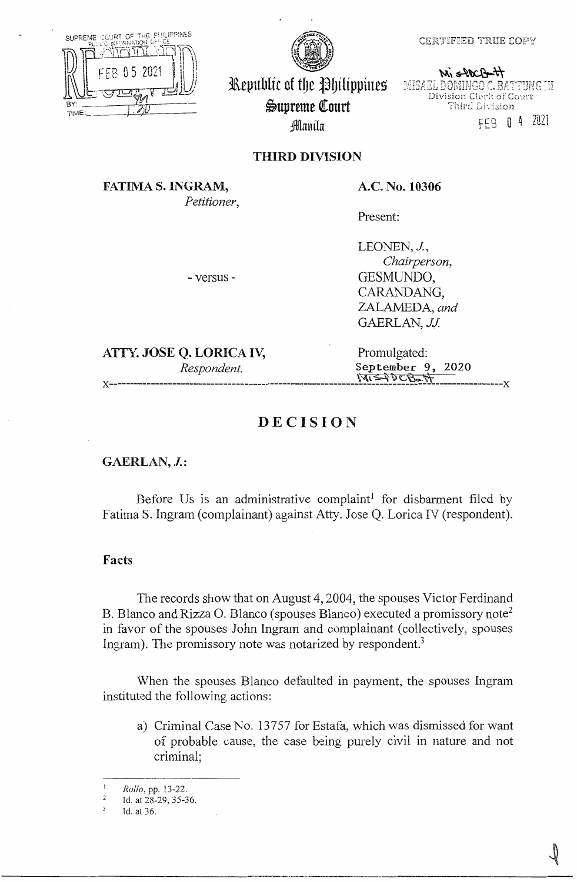CERTIFIED TRUE COPY

MISAEL DOMINGO C. BATTUNG III
Division Clerk of Court
Third Division

FEB 04 2021

Republic of the Philippines
Supreme Court
Manila

**THIRD DIVISION**

**FATIMA S. INGRAM,**
*Petitioner,*

- versus -

**ATTY. JOSE Q. LORICA IV,**
*Respondent.*

**A.C. No. 10306**

Present:

LEONEN, *J.*,
*Chairperson,*
GESMUNDO,
CARANDANG,
ZALAMEDA, *and*
GAERLAN, *JJ.*

Promulgated:
September 9, 2020

x-----------------------------------------------------------------------------------------x

# DECISION

**GAERLAN, *J.*:**

Before Us is an administrative complaint[1] for disbarment filed by Fatima S. Ingram (complainant) against Atty. Jose Q. Lorica IV (respondent).

## Facts

The records show that on August 4, 2004, the spouses Victor Ferdinand B. Blanco and Rizza O. Blanco (spouses Blanco) executed a promissory note[2] in favor of the spouses John Ingram and complainant (collectively, spouses Ingram). The promissory note was notarized by respondent.[3]

When the spouses Blanco defaulted in payment, the spouses Ingram instituted the following actions:

a) Criminal Case No. 13757 for Estafa, which was dismissed for want of probable cause, the case being purely civil in nature and not criminal;

---

[1] *Rollo*, pp. 13-22.
[2] Id. at 28-29, 35-36.
[3] Id. at 36.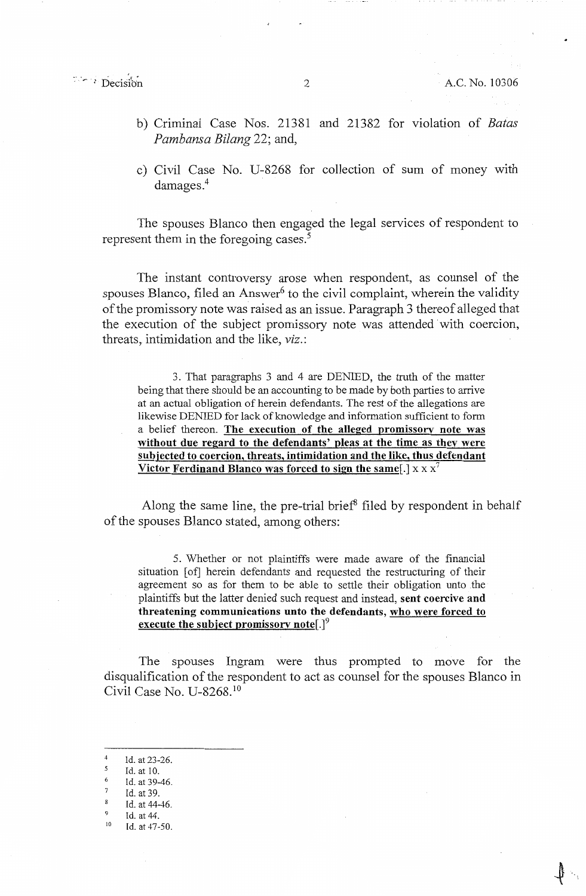b) Criminal Case Nos. 21381 and 21382 for violation of *Batas Pambansa Bilang* 22; and,

c) Civil Case No. U-8268 for collection of sum of money with damages.[4]

The spouses Blanco then engaged the legal services of respondent to represent them in the foregoing cases.[5]

The instant controversy arose when respondent, as counsel of the spouses Blanco, filed an Answer[6] to the civil complaint, wherein the validity of the promissory note was raised as an issue. Paragraph 3 thereof alleged that the execution of the subject promissory note was attended with coercion, threats, intimidation and the like, *viz.*:

> 3. That paragraphs 3 and 4 are DENIED, the truth of the matter being that there should be an accounting to be made by both parties to arrive at an actual obligation of herein defendants. The rest of the allegations are likewise DENIED for lack of knowledge and information sufficient to form a belief thereon. **<u>The execution of the alleged promissory note was without due regard to the defendants' pleas at the time as they were subjected to coercion, threats, intimidation and the like, thus defendant Victor Ferdinand Blanco was forced to sign the same</u>**[.] x x x[7]

Along the same line, the pre-trial brief[8] filed by respondent in behalf of the spouses Blanco stated, among others:

> 5. Whether or not plaintiffs were made aware of the financial situation [of] herein defendants and requested the restructuring of their agreement so as for them to be able to settle their obligation unto the plaintiffs but the latter denied such request and instead, **sent coercive and threatening communications unto the defendants, <u>who were forced to execute the subject promissory note</u>**[.][9]

The spouses Ingram were thus prompted to move for the disqualification of the respondent to act as counsel for the spouses Blanco in Civil Case No. U-8268.[10]

---

[4] Id. at 23-26.
[5] Id. at 10.
[6] Id. at 39-46.
[7] Id. at 39.
[8] Id. at 44-46.
[9] Id. at 44.
[10] Id. at 47-50.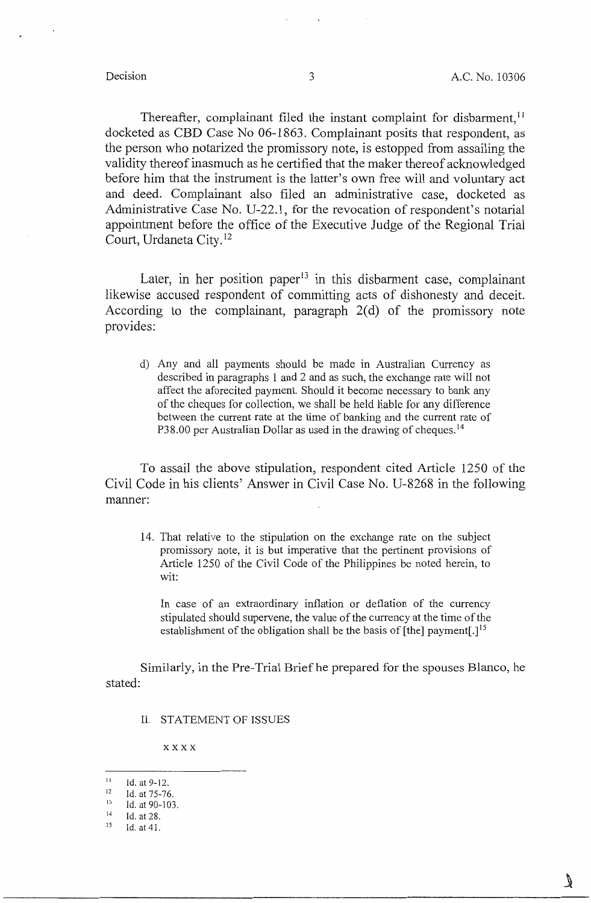Thereafter, complainant filed the instant complaint for disbarment,[11] docketed as CBD Case No 06-1863. Complainant posits that respondent, as the person who notarized the promissory note, is estopped from assailing the validity thereof inasmuch as he certified that the maker thereof acknowledged before him that the instrument is the latter's own free will and voluntary act and deed. Complainant also filed an administrative case, docketed as Administrative Case No. U-22.1, for the revocation of respondent's notarial appointment before the office of the Executive Judge of the Regional Trial Court, Urdaneta City.[12]

Later, in her position paper[13] in this disbarment case, complainant likewise accused respondent of committing acts of dishonesty and deceit. According to the complainant, paragraph 2(d) of the promissory note provides:

> d) Any and all payments should be made in Australian Currency as described in paragraphs 1 and 2 and as such, the exchange rate will not affect the aforecited payment. Should it become necessary to bank any of the cheques for collection, we shall be held liable for any difference between the current rate at the time of banking and the current rate of P38.00 per Australian Dollar as used in the drawing of cheques.[14]

To assail the above stipulation, respondent cited Article 1250 of the Civil Code in his clients' Answer in Civil Case No. U-8268 in the following manner:

> 14. That relative to the stipulation on the exchange rate on the subject promissory note, it is but imperative that the pertinent provisions of Article 1250 of the Civil Code of the Philippines be noted herein, to wit:
>
> In case of an extraordinary inflation or deflation of the currency stipulated should supervene, the value of the currency at the time of the establishment of the obligation shall be the basis of [the] payment[.][15]

Similarly, in the Pre-Trial Brief he prepared for the spouses Blanco, he stated:

> II. STATEMENT OF ISSUES
>
> x x x x

---

[11] Id. at 9-12.

[12] Id. at 75-76.

[13] Id. at 90-103.

[14] Id. at 28.

[15] Id. at 41.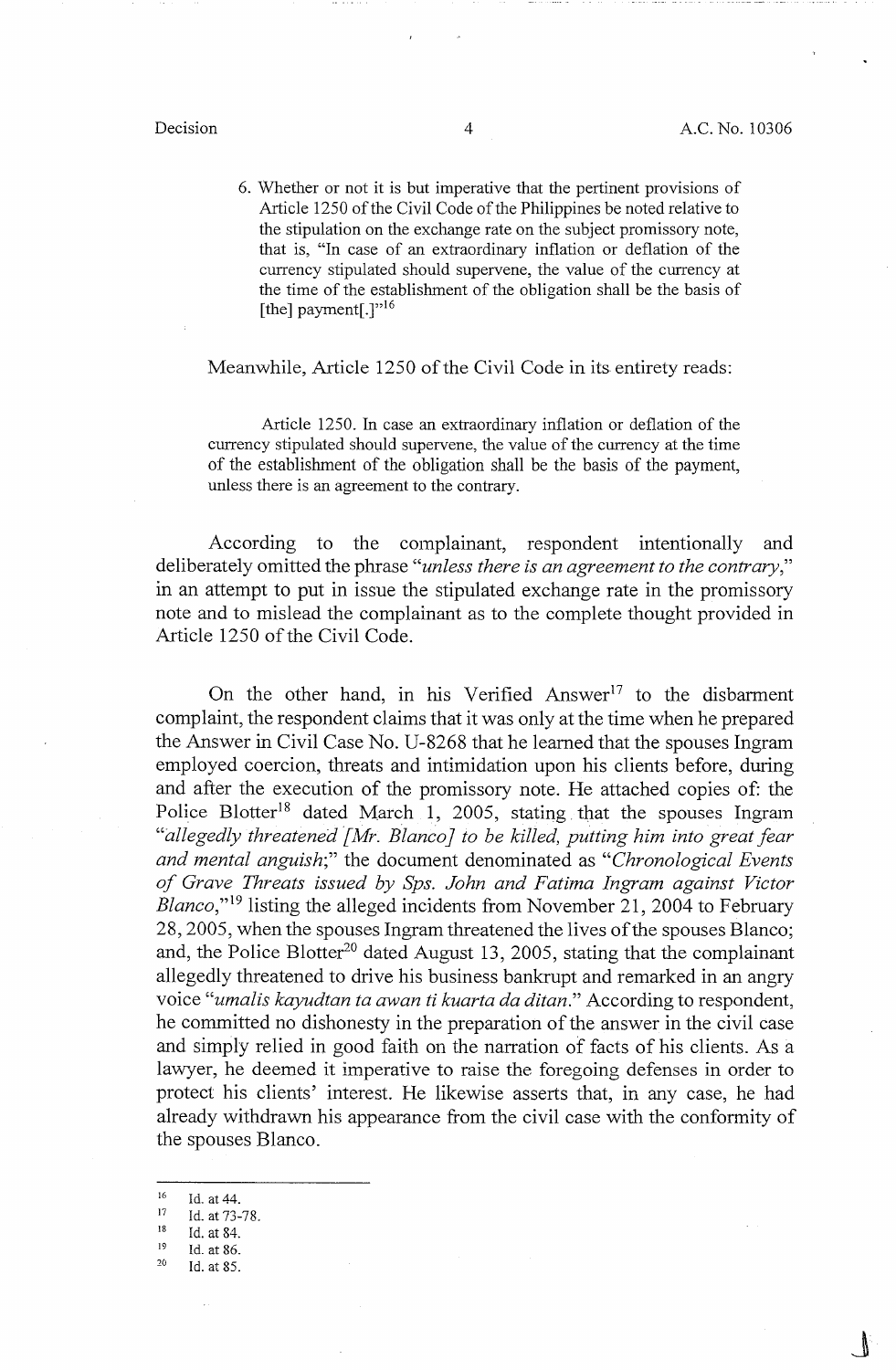6. Whether or not it is but imperative that the pertinent provisions of Article 1250 of the Civil Code of the Philippines be noted relative to the stipulation on the exchange rate on the subject promissory note, that is, "In case of an extraordinary inflation or deflation of the currency stipulated should supervene, the value of the currency at the time of the establishment of the obligation shall be the basis of [the] payment[.]"[16]

Meanwhile, Article 1250 of the Civil Code in its entirety reads:

> Article 1250. In case an extraordinary inflation or deflation of the currency stipulated should supervene, the value of the currency at the time of the establishment of the obligation shall be the basis of the payment, unless there is an agreement to the contrary.

According to the complainant, respondent intentionally and deliberately omitted the phrase "*unless there is an agreement to the contrary*," in an attempt to put in issue the stipulated exchange rate in the promissory note and to mislead the complainant as to the complete thought provided in Article 1250 of the Civil Code.

On the other hand, in his Verified Answer[17] to the disbarment complaint, the respondent claims that it was only at the time when he prepared the Answer in Civil Case No. U-8268 that he learned that the spouses Ingram employed coercion, threats and intimidation upon his clients before, during and after the execution of the promissory note. He attached copies of: the Police Blotter[18] dated March 1, 2005, stating that the spouses Ingram "*allegedly threatened [Mr. Blanco] to be killed, putting him into great fear and mental anguish*;" the document denominated as "*Chronological Events of Grave Threats issued by Sps. John and Fatima Ingram against Victor Blanco*,"[19] listing the alleged incidents from November 21, 2004 to February 28, 2005, when the spouses Ingram threatened the lives of the spouses Blanco; and, the Police Blotter[20] dated August 13, 2005, stating that the complainant allegedly threatened to drive his business bankrupt and remarked in an angry voice "*umalis kayudtan ta awan ti kuarta da ditan*." According to respondent, he committed no dishonesty in the preparation of the answer in the civil case and simply relied in good faith on the narration of facts of his clients. As a lawyer, he deemed it imperative to raise the foregoing defenses in order to protect his clients' interest. He likewise asserts that, in any case, he had already withdrawn his appearance from the civil case with the conformity of the spouses Blanco.

---

[16] Id. at 44.
[17] Id. at 73-78.
[18] Id. at 84.
[19] Id. at 86.
[20] Id. at 85.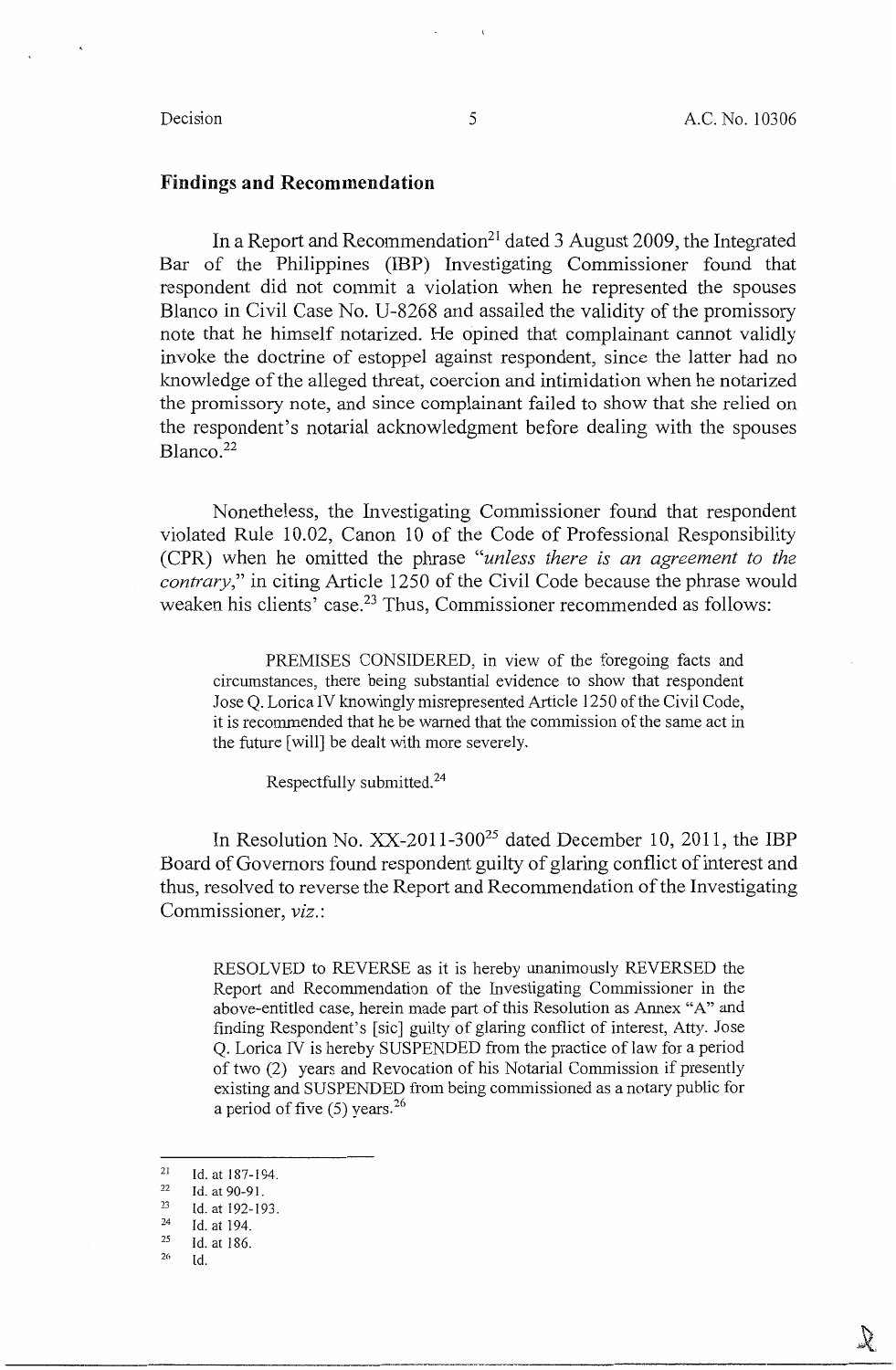## Findings and Recommendation

In a Report and Recommendation[21] dated 3 August 2009, the Integrated Bar of the Philippines (IBP) Investigating Commissioner found that respondent did not commit a violation when he represented the spouses Blanco in Civil Case No. U-8268 and assailed the validity of the promissory note that he himself notarized. He opined that complainant cannot validly invoke the doctrine of estoppel against respondent, since the latter had no knowledge of the alleged threat, coercion and intimidation when he notarized the promissory note, and since complainant failed to show that she relied on the respondent's notarial acknowledgment before dealing with the spouses Blanco.[22]

Nonetheless, the Investigating Commissioner found that respondent violated Rule 10.02, Canon 10 of the Code of Professional Responsibility (CPR) when he omitted the phrase "*unless there is an agreement to the contrary*," in citing Article 1250 of the Civil Code because the phrase would weaken his clients' case.[23] Thus, Commissioner recommended as follows:

> PREMISES CONSIDERED, in view of the foregoing facts and circumstances, there being substantial evidence to show that respondent Jose Q. Lorica IV knowingly misrepresented Article 1250 of the Civil Code, it is recommended that he be warned that the commission of the same act in the future [will] be dealt with more severely.
>
> Respectfully submitted.[24]

In Resolution No. XX-2011-300[25] dated December 10, 2011, the IBP Board of Governors found respondent guilty of glaring conflict of interest and thus, resolved to reverse the Report and Recommendation of the Investigating Commissioner, *viz.*:

> RESOLVED to REVERSE as it is hereby unanimously REVERSED the Report and Recommendation of the Investigating Commissioner in the above-entitled case, herein made part of this Resolution as Annex "A" and finding Respondent's [sic] guilty of glaring conflict of interest, Atty. Jose Q. Lorica IV is hereby SUSPENDED from the practice of law for a period of two (2) years and Revocation of his Notarial Commission if presently existing and SUSPENDED from being commissioned as a notary public for a period of five (5) years.[26]

---

[21] Id. at 187-194.
[22] Id. at 90-91.
[23] Id. at 192-193.
[24] Id. at 194.
[25] Id. at 186.
[26] Id.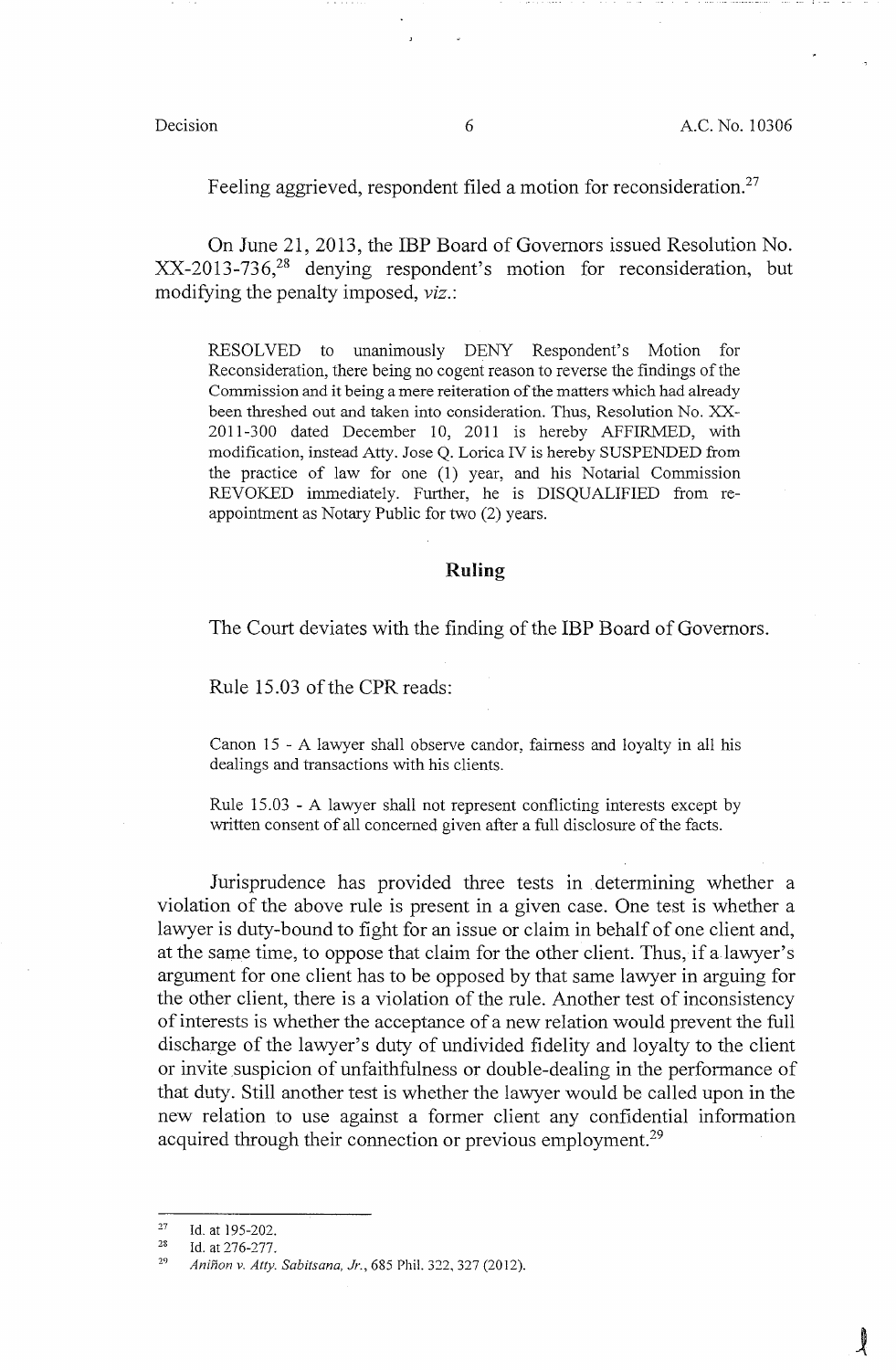Feeling aggrieved, respondent filed a motion for reconsideration.[27]

On June 21, 2013, the IBP Board of Governors issued Resolution No. XX-2013-736,[28] denying respondent's motion for reconsideration, but modifying the penalty imposed, *viz.*:

> RESOLVED to unanimously DENY Respondent's Motion for Reconsideration, there being no cogent reason to reverse the findings of the Commission and it being a mere reiteration of the matters which had already been threshed out and taken into consideration. Thus, Resolution No. XX-2011-300 dated December 10, 2011 is hereby AFFIRMED, with modification, instead Atty. Jose Q. Lorica IV is hereby SUSPENDED from the practice of law for one (1) year, and his Notarial Commission REVOKED immediately. Further, he is DISQUALIFIED from re-appointment as Notary Public for two (2) years.

## Ruling

The Court deviates with the finding of the IBP Board of Governors.

Rule 15.03 of the CPR reads:

> Canon 15 - A lawyer shall observe candor, fairness and loyalty in all his dealings and transactions with his clients.
>
> Rule 15.03 - A lawyer shall not represent conflicting interests except by written consent of all concerned given after a full disclosure of the facts.

Jurisprudence has provided three tests in determining whether a violation of the above rule is present in a given case. One test is whether a lawyer is duty-bound to fight for an issue or claim in behalf of one client and, at the same time, to oppose that claim for the other client. Thus, if a lawyer's argument for one client has to be opposed by that same lawyer in arguing for the other client, there is a violation of the rule. Another test of inconsistency of interests is whether the acceptance of a new relation would prevent the full discharge of the lawyer's duty of undivided fidelity and loyalty to the client or invite suspicion of unfaithfulness or double-dealing in the performance of that duty. Still another test is whether the lawyer would be called upon in the new relation to use against a former client any confidential information acquired through their connection or previous employment.[29]

---

[27] Id. at 195-202.

[28] Id. at 276-277.

[29] *Aniñon v. Atty. Sabitsana, Jr.*, 685 Phil. 322, 327 (2012).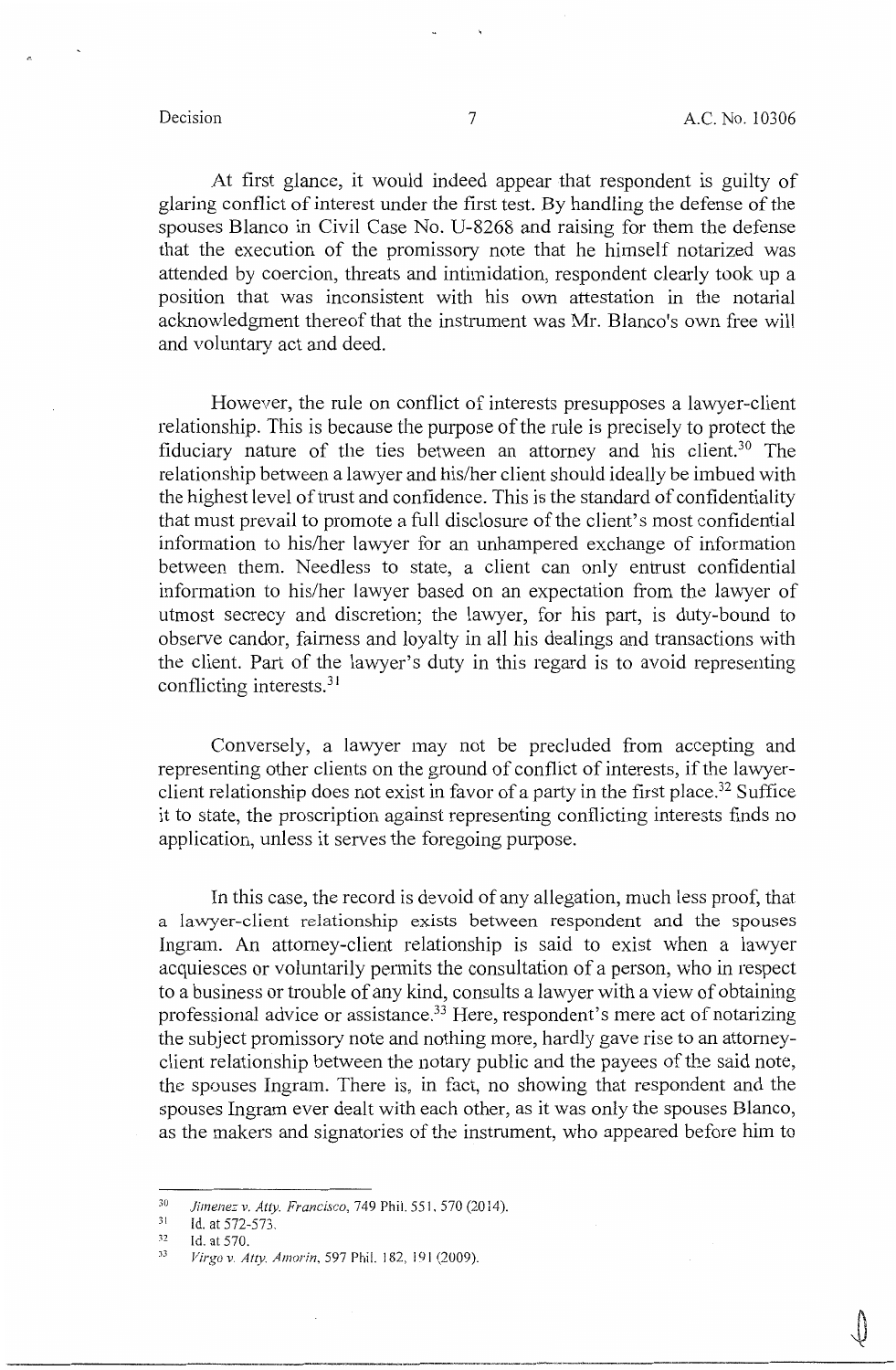At first glance, it would indeed appear that respondent is guilty of glaring conflict of interest under the first test. By handling the defense of the spouses Blanco in Civil Case No. U-8268 and raising for them the defense that the execution of the promissory note that he himself notarized was attended by coercion, threats and intimidation, respondent clearly took up a position that was inconsistent with his own attestation in the notarial acknowledgment thereof that the instrument was Mr. Blanco's own free will and voluntary act and deed.

However, the rule on conflict of interests presupposes a lawyer-client relationship. This is because the purpose of the rule is precisely to protect the fiduciary nature of the ties between an attorney and his client.[30] The relationship between a lawyer and his/her client should ideally be imbued with the highest level of trust and confidence. This is the standard of confidentiality that must prevail to promote a full disclosure of the client's most confidential information to his/her lawyer for an unhampered exchange of information between them. Needless to state, a client can only entrust confidential information to his/her lawyer based on an expectation from the lawyer of utmost secrecy and discretion; the lawyer, for his part, is duty-bound to observe candor, fairness and loyalty in all his dealings and transactions with the client. Part of the lawyer's duty in this regard is to avoid representing conflicting interests.[31]

Conversely, a lawyer may not be precluded from accepting and representing other clients on the ground of conflict of interests, if the lawyer-client relationship does not exist in favor of a party in the first place.[32] Suffice it to state, the proscription against representing conflicting interests finds no application, unless it serves the foregoing purpose.

In this case, the record is devoid of any allegation, much less proof, that a lawyer-client relationship exists between respondent and the spouses Ingram. An attorney-client relationship is said to exist when a lawyer acquiesces or voluntarily permits the consultation of a person, who in respect to a business or trouble of any kind, consults a lawyer with a view of obtaining professional advice or assistance.[33] Here, respondent's mere act of notarizing the subject promissory note and nothing more, hardly gave rise to an attorney-client relationship between the notary public and the payees of the said note, the spouses Ingram. There is, in fact, no showing that respondent and the spouses Ingram ever dealt with each other, as it was only the spouses Blanco, as the makers and signatories of the instrument, who appeared before him to

---

[30] *Jimenez v. Atty. Francisco*, 749 Phil. 551, 570 (2014).

[31] Id. at 572-573.

[32] Id. at 570.

[33] *Virgo v. Atty. Amorin*, 597 Phil. 182, 191 (2009).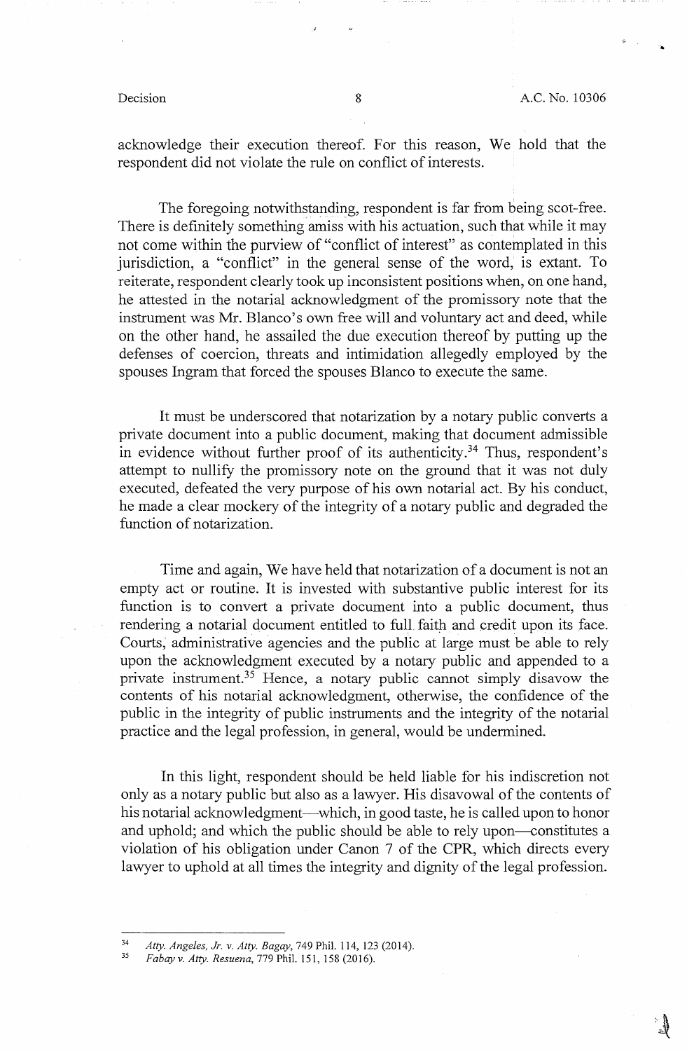acknowledge their execution thereof. For this reason, We hold that the respondent did not violate the rule on conflict of interests.

The foregoing notwithstanding, respondent is far from being scot-free. There is definitely something amiss with his actuation, such that while it may not come within the purview of "conflict of interest" as contemplated in this jurisdiction, a "conflict" in the general sense of the word, is extant. To reiterate, respondent clearly took up inconsistent positions when, on one hand, he attested in the notarial acknowledgment of the promissory note that the instrument was Mr. Blanco's own free will and voluntary act and deed, while on the other hand, he assailed the due execution thereof by putting up the defenses of coercion, threats and intimidation allegedly employed by the spouses Ingram that forced the spouses Blanco to execute the same.

It must be underscored that notarization by a notary public converts a private document into a public document, making that document admissible in evidence without further proof of its authenticity.[34] Thus, respondent's attempt to nullify the promissory note on the ground that it was not duly executed, defeated the very purpose of his own notarial act. By his conduct, he made a clear mockery of the integrity of a notary public and degraded the function of notarization.

Time and again, We have held that notarization of a document is not an empty act or routine. It is invested with substantive public interest for its function is to convert a private document into a public document, thus rendering a notarial document entitled to full faith and credit upon its face. Courts, administrative agencies and the public at large must be able to rely upon the acknowledgment executed by a notary public and appended to a private instrument.[35] Hence, a notary public cannot simply disavow the contents of his notarial acknowledgment, otherwise, the confidence of the public in the integrity of public instruments and the integrity of the notarial practice and the legal profession, in general, would be undermined.

In this light, respondent should be held liable for his indiscretion not only as a notary public but also as a lawyer. His disavowal of the contents of his notarial acknowledgment—which, in good taste, he is called upon to honor and uphold; and which the public should be able to rely upon—constitutes a violation of his obligation under Canon 7 of the CPR, which directs every lawyer to uphold at all times the integrity and dignity of the legal profession.

---

[34] *Atty. Angeles, Jr. v. Atty. Bagay*, 749 Phil. 114, 123 (2014).

[35] *Fabay v. Atty. Resuena*, 779 Phil. 151, 158 (2016).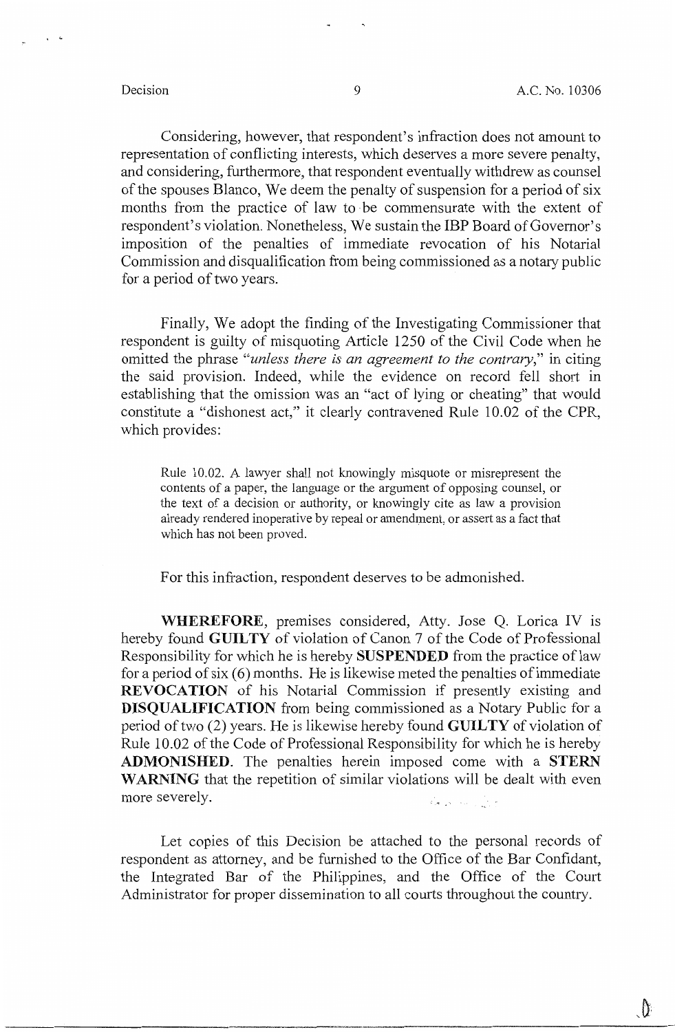Considering, however, that respondent's infraction does not amount to representation of conflicting interests, which deserves a more severe penalty, and considering, furthermore, that respondent eventually withdrew as counsel of the spouses Blanco, We deem the penalty of suspension for a period of six months from the practice of law to be commensurate with the extent of respondent's violation. Nonetheless, We sustain the IBP Board of Governor's imposition of the penalties of immediate revocation of his Notarial Commission and disqualification from being commissioned as a notary public for a period of two years.

Finally, We adopt the finding of the Investigating Commissioner that respondent is guilty of misquoting Article 1250 of the Civil Code when he omitted the phrase "*unless there is an agreement to the contrary*," in citing the said provision. Indeed, while the evidence on record fell short in establishing that the omission was an "act of lying or cheating" that would constitute a "dishonest act," it clearly contravened Rule 10.02 of the CPR, which provides:

> Rule 10.02. A lawyer shall not knowingly misquote or misrepresent the contents of a paper, the language or the argument of opposing counsel, or the text of a decision or authority, or knowingly cite as law a provision already rendered inoperative by repeal or amendment, or assert as a fact that which has not been proved.

For this infraction, respondent deserves to be admonished.

**WHEREFORE**, premises considered, Atty. Jose Q. Lorica IV is hereby found **GUILTY** of violation of Canon 7 of the Code of Professional Responsibility for which he is hereby **SUSPENDED** from the practice of law for a period of six (6) months. He is likewise meted the penalties of immediate **REVOCATION** of his Notarial Commission if presently existing and **DISQUALIFICATION** from being commissioned as a Notary Public for a period of two (2) years. He is likewise hereby found **GUILTY** of violation of Rule 10.02 of the Code of Professional Responsibility for which he is hereby **ADMONISHED**. The penalties herein imposed come with a **STERN WARNING** that the repetition of similar violations will be dealt with even more severely.

Let copies of this Decision be attached to the personal records of respondent as attorney, and be furnished to the Office of the Bar Confidant, the Integrated Bar of the Philippines, and the Office of the Court Administrator for proper dissemination to all courts throughout the country.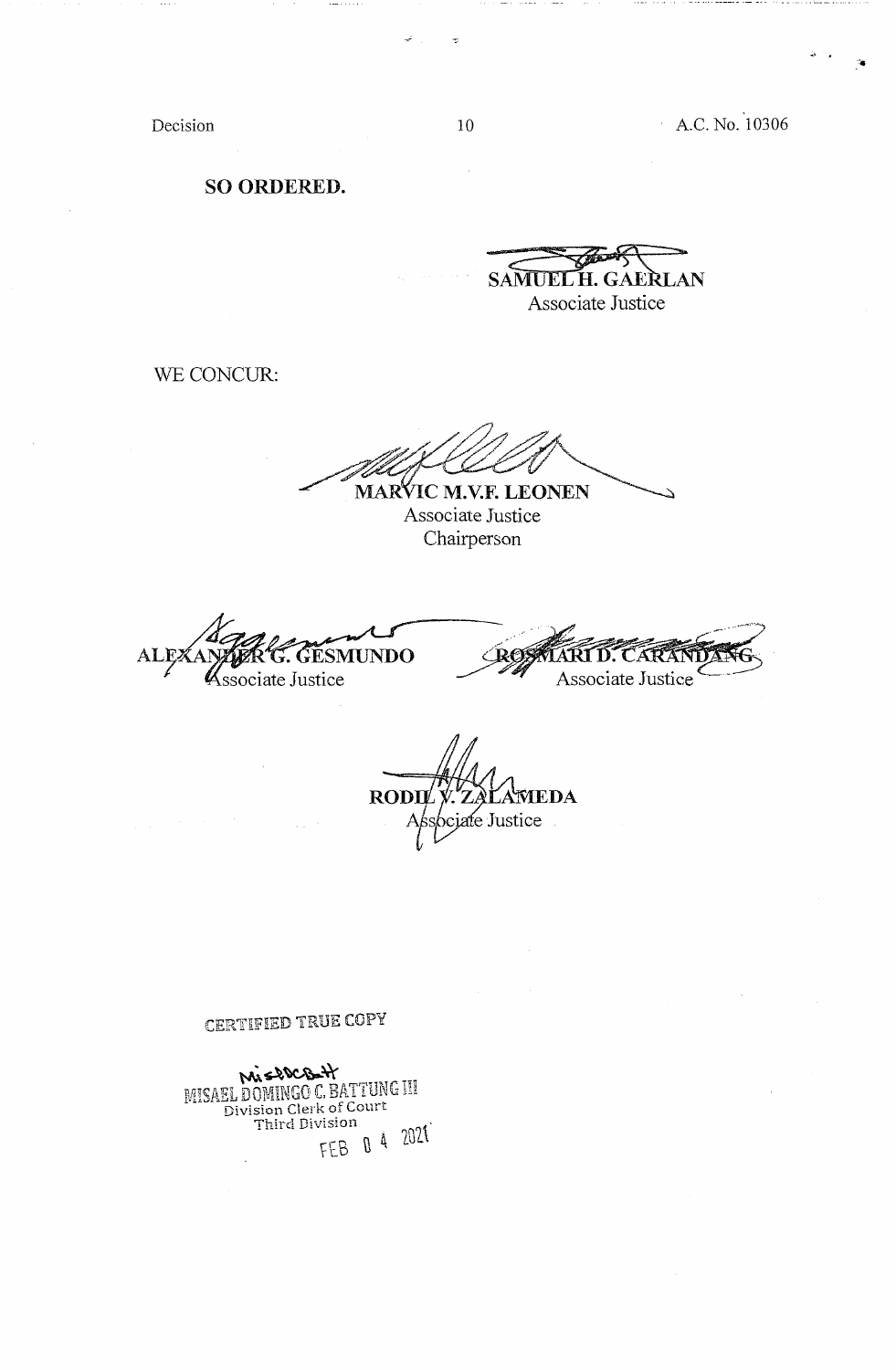**SO ORDERED.**

**SAMUEL H. GAERLAN**
Associate Justice

WE CONCUR:

**MARVIC M.V.F. LEONEN**
Associate Justice
Chairperson

**ALEXANDER G. GESMUNDO**
Associate Justice

**ROSMARI D. CARANDANG**
Associate Justice

**RODIL V. ZALAMEDA**
Associate Justice

CERTIFIED TRUE COPY

MISAEL DOMINGO C. BATTUNG III
Division Clerk of Court
Third Division
FEB 04 2021